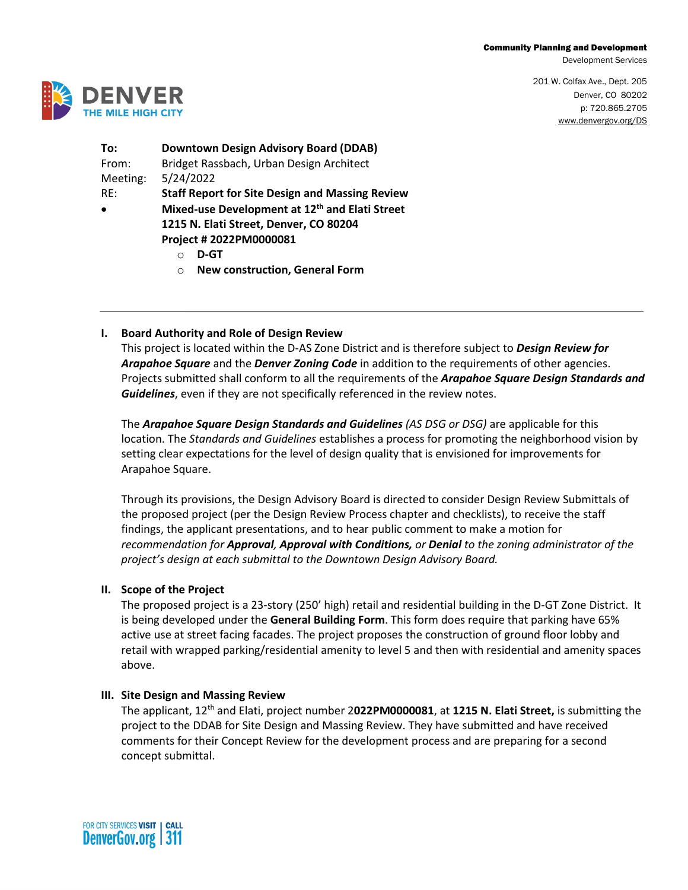**Community Planning and Development**
Development Services

201 W. Colfax Ave., Dept. 205
Denver, CO 80202
p: 720.865.2705
www.denvergov.org/DS

**To:** **Downtown Design Advisory Board (DDAB)**
From: Bridget Rassbach, Urban Design Architect
Meeting: 5/24/2022
RE: **Staff Report for Site Design and Massing Review**

- **Mixed-use Development at 12th and Elati Street**
  **1215 N. Elati Street, Denver, CO 80204**
  **Project # 2022PM0000081**
  - **D-GT**
  - **New construction, General Form**

---

## I. Board Authority and Role of Design Review

This project is located within the D-AS Zone District and is therefore subject to ***Design Review for Arapahoe Square*** and the ***Denver Zoning Code*** in addition to the requirements of other agencies. Projects submitted shall conform to all the requirements of the ***Arapahoe Square Design Standards and Guidelines***, even if they are not specifically referenced in the review notes.

The ***Arapahoe Square Design Standards and Guidelines*** *(AS DSG or DSG)* are applicable for this location. The *Standards and Guidelines* establishes a process for promoting the neighborhood vision by setting clear expectations for the level of design quality that is envisioned for improvements for Arapahoe Square.

Through its provisions, the Design Advisory Board is directed to consider Design Review Submittals of the proposed project (per the Design Review Process chapter and checklists), to receive the staff findings, the applicant presentations, and to hear public comment to make a motion for *recommendation for* ***Approval, Approval with Conditions,*** *or* ***Denial*** *to the zoning administrator of the project's design at each submittal to the Downtown Design Advisory Board.*

## II. Scope of the Project

The proposed project is a 23-story (250' high) retail and residential building in the D-GT Zone District. It is being developed under the **General Building Form**. This form does require that parking have 65% active use at street facing facades. The project proposes the construction of ground floor lobby and retail with wrapped parking/residential amenity to level 5 and then with residential and amenity spaces above.

## III. Site Design and Massing Review

The applicant, 12th and Elati, project number 2**022PM0000081**, at **1215 N. Elati Street,** is submitting the project to the DDAB for Site Design and Massing Review. They have submitted and have received comments for their Concept Review for the development process and are preparing for a second concept submittal.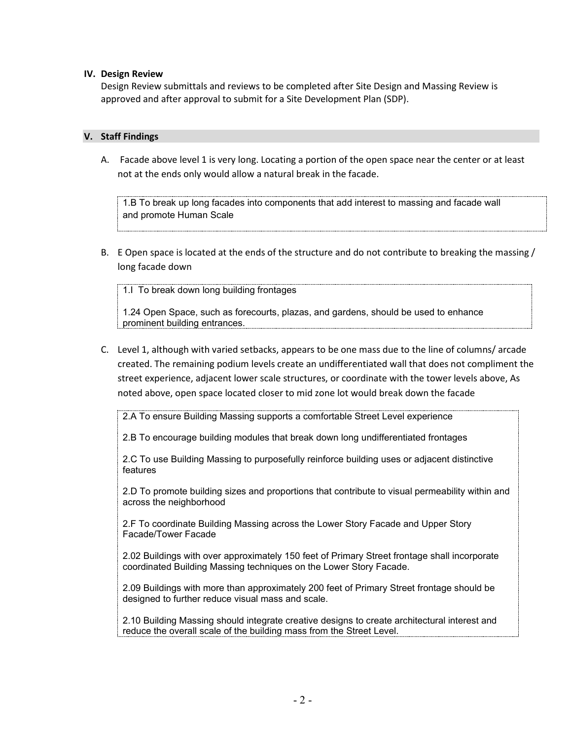## IV. Design Review

Design Review submittals and reviews to be completed after Site Design and Massing Review is approved and after approval to submit for a Site Development Plan (SDP).

## V. Staff Findings

A. Facade above level 1 is very long. Locating a portion of the open space near the center or at least not at the ends only would allow a natural break in the facade.

> 1.B To break up long facades into components that add interest to massing and facade wall and promote Human Scale

B. E Open space is located at the ends of the structure and do not contribute to breaking the massing / long facade down

> 1.I To break down long building frontages
>
> 1.24 Open Space, such as forecourts, plazas, and gardens, should be used to enhance prominent building entrances.

C. Level 1, although with varied setbacks, appears to be one mass due to the line of columns/ arcade created. The remaining podium levels create an undifferentiated wall that does not compliment the street experience, adjacent lower scale structures, or coordinate with the tower levels above, As noted above, open space located closer to mid zone lot would break down the facade

> 2.A To ensure Building Massing supports a comfortable Street Level experience
>
> 2.B To encourage building modules that break down long undifferentiated frontages
>
> 2.C To use Building Massing to purposefully reinforce building uses or adjacent distinctive features
>
> 2.D To promote building sizes and proportions that contribute to visual permeability within and across the neighborhood
>
> 2.F To coordinate Building Massing across the Lower Story Facade and Upper Story Facade/Tower Facade
>
> 2.02 Buildings with over approximately 150 feet of Primary Street frontage shall incorporate coordinated Building Massing techniques on the Lower Story Facade.
>
> 2.09 Buildings with more than approximately 200 feet of Primary Street frontage should be designed to further reduce visual mass and scale.
>
> 2.10 Building Massing should integrate creative designs to create architectural interest and reduce the overall scale of the building mass from the Street Level.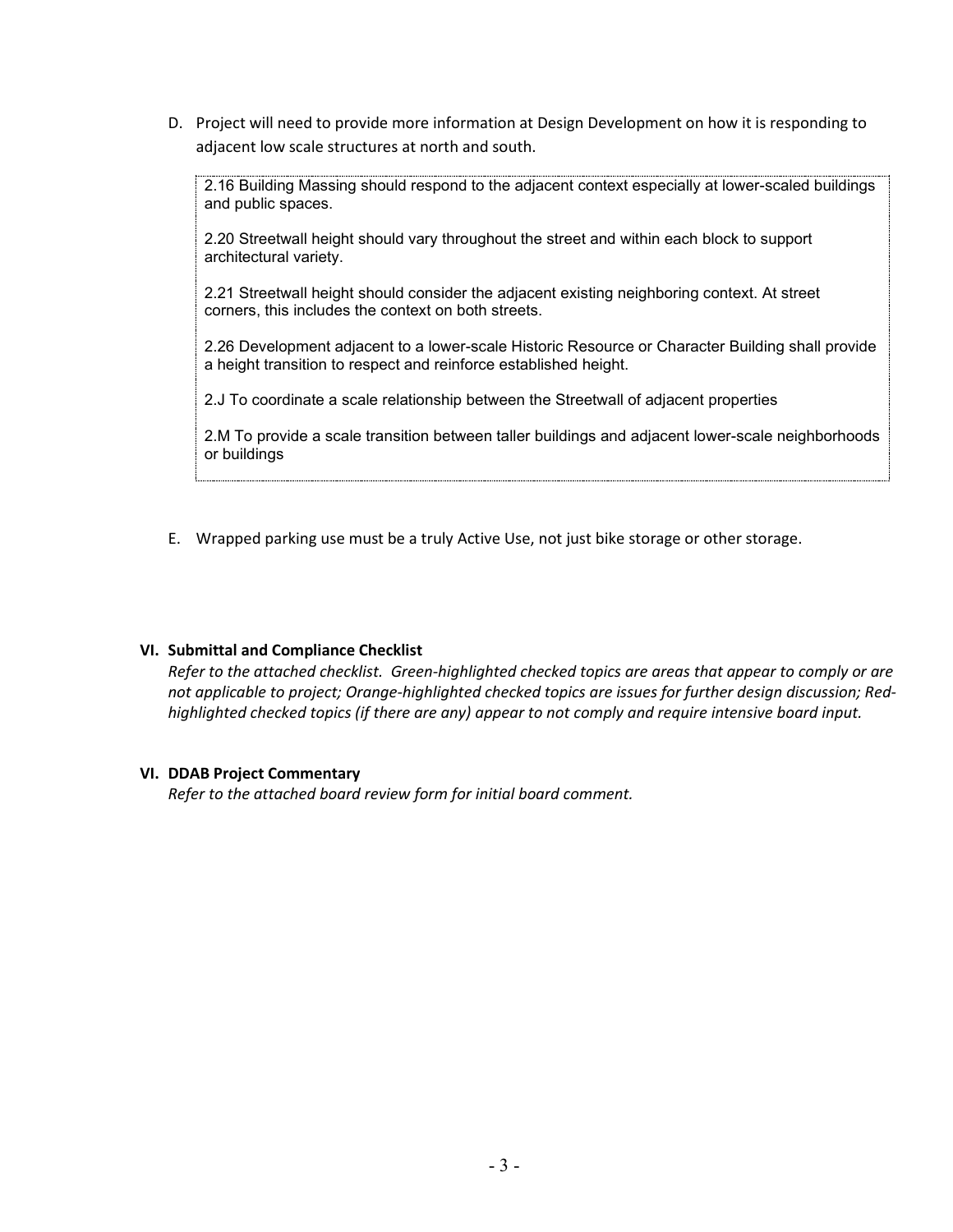D. Project will need to provide more information at Design Development on how it is responding to adjacent low scale structures at north and south.

> 2.16 Building Massing should respond to the adjacent context especially at lower-scaled buildings and public spaces.
>
> 2.20 Streetwall height should vary throughout the street and within each block to support architectural variety.
>
> 2.21 Streetwall height should consider the adjacent existing neighboring context. At street corners, this includes the context on both streets.
>
> 2.26 Development adjacent to a lower-scale Historic Resource or Character Building shall provide a height transition to respect and reinforce established height.
>
> 2.J To coordinate a scale relationship between the Streetwall of adjacent properties
>
> 2.M To provide a scale transition between taller buildings and adjacent lower-scale neighborhoods or buildings

E. Wrapped parking use must be a truly Active Use, not just bike storage or other storage.

### VI. Submittal and Compliance Checklist

*Refer to the attached checklist. Green-highlighted checked topics are areas that appear to comply or are not applicable to project; Orange-highlighted checked topics are issues for further design discussion; Red-highlighted checked topics (if there are any) appear to not comply and require intensive board input.*

### VI. DDAB Project Commentary

*Refer to the attached board review form for initial board comment.*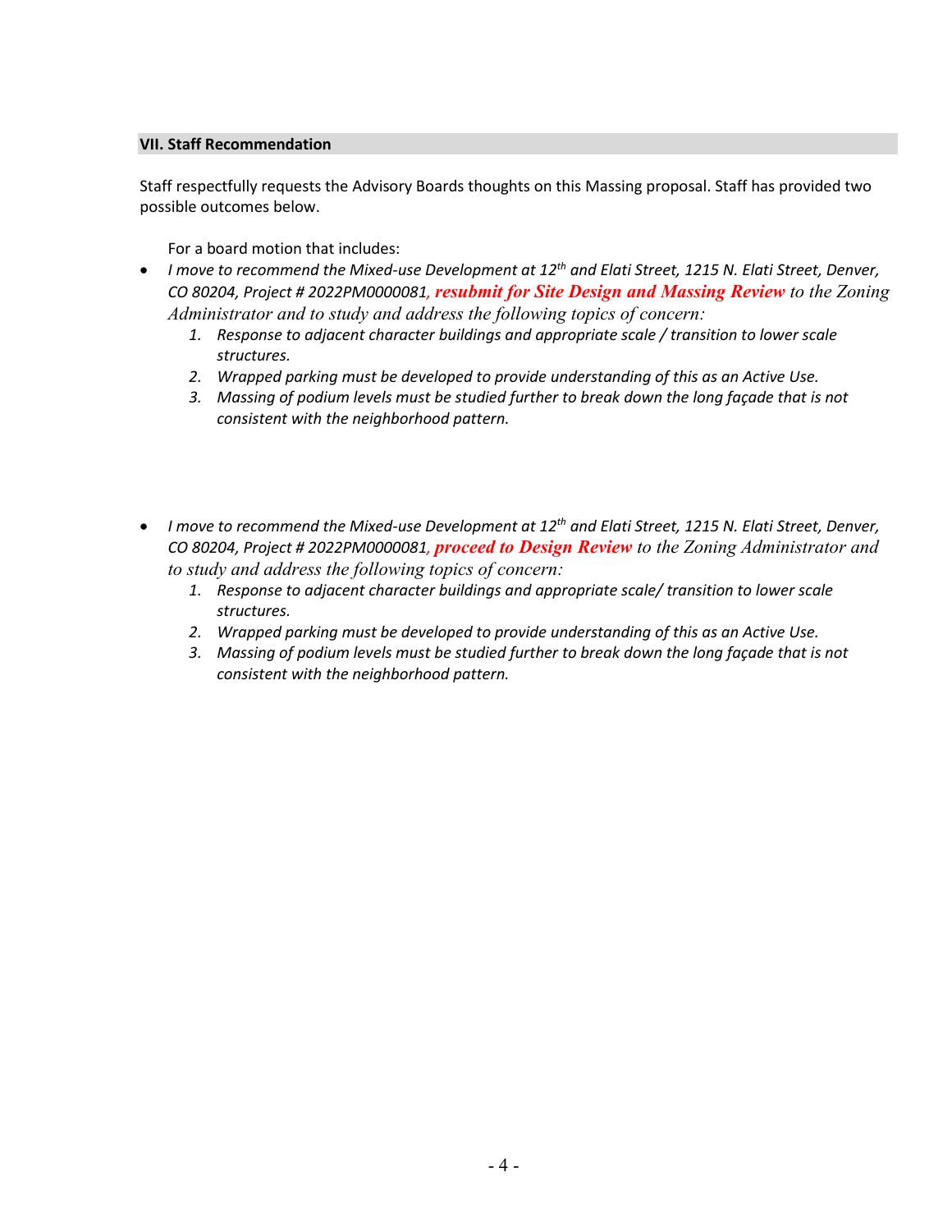## VII. Staff Recommendation

Staff respectfully requests the Advisory Boards thoughts on this Massing proposal. Staff has provided two possible outcomes below.

For a board motion that includes:

- *I move to recommend the Mixed-use Development at 12th and Elati Street, 1215 N. Elati Street, Denver, CO 80204, Project # 2022PM0000081, **resubmit for Site Design and Massing Review** to the Zoning Administrator and to study and address the following topics of concern:*
  1. *Response to adjacent character buildings and appropriate scale / transition to lower scale structures.*
  2. *Wrapped parking must be developed to provide understanding of this as an Active Use.*
  3. *Massing of podium levels must be studied further to break down the long façade that is not consistent with the neighborhood pattern.*

- *I move to recommend the Mixed-use Development at 12th and Elati Street, 1215 N. Elati Street, Denver, CO 80204, Project # 2022PM0000081, **proceed to Design Review** to the Zoning Administrator and to study and address the following topics of concern:*
  1. *Response to adjacent character buildings and appropriate scale/ transition to lower scale structures.*
  2. *Wrapped parking must be developed to provide understanding of this as an Active Use.*
  3. *Massing of podium levels must be studied further to break down the long façade that is not consistent with the neighborhood pattern.*